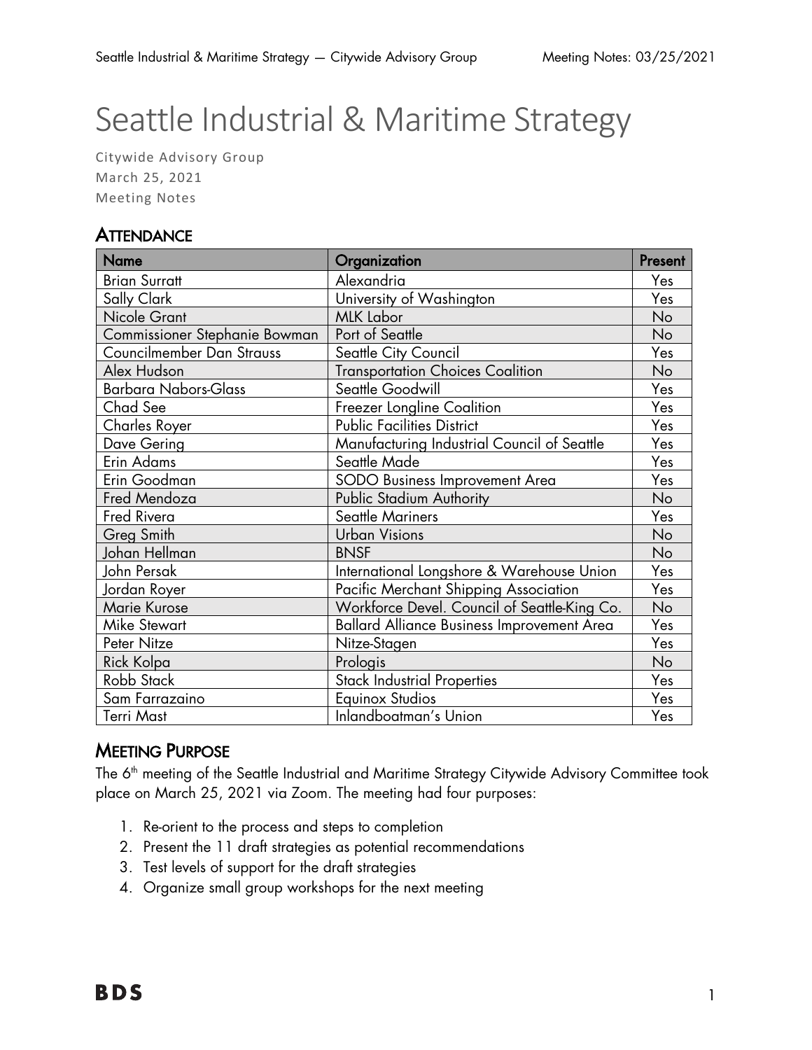# Seattle Industrial & Maritime Strategy

Citywide Advisory Group
March 25, 2021
Meeting Notes

## Attendance

| Name | Organization | Present |
|---|---|---|
| Brian Surratt | Alexandria | Yes |
| Sally Clark | University of Washington | Yes |
| Nicole Grant | MLK Labor | No |
| Commissioner Stephanie Bowman | Port of Seattle | No |
| Councilmember Dan Strauss | Seattle City Council | Yes |
| Alex Hudson | Transportation Choices Coalition | No |
| Barbara Nabors-Glass | Seattle Goodwill | Yes |
| Chad See | Freezer Longline Coalition | Yes |
| Charles Royer | Public Facilities District | Yes |
| Dave Gering | Manufacturing Industrial Council of Seattle | Yes |
| Erin Adams | Seattle Made | Yes |
| Erin Goodman | SODO Business Improvement Area | Yes |
| Fred Mendoza | Public Stadium Authority | No |
| Fred Rivera | Seattle Mariners | Yes |
| Greg Smith | Urban Visions | No |
| Johan Hellman | BNSF | No |
| John Persak | International Longshore & Warehouse Union | Yes |
| Jordan Royer | Pacific Merchant Shipping Association | Yes |
| Marie Kurose | Workforce Devel. Council of Seattle-King Co. | No |
| Mike Stewart | Ballard Alliance Business Improvement Area | Yes |
| Peter Nitze | Nitze-Stagen | Yes |
| Rick Kolpa | Prologis | No |
| Robb Stack | Stack Industrial Properties | Yes |
| Sam Farrazaino | Equinox Studios | Yes |
| Terri Mast | Inlandboatman's Union | Yes |

## Meeting Purpose

The 6th meeting of the Seattle Industrial and Maritime Strategy Citywide Advisory Committee took place on March 25, 2021 via Zoom. The meeting had four purposes:

1. Re-orient to the process and steps to completion
2. Present the 11 draft strategies as potential recommendations
3. Test levels of support for the draft strategies
4. Organize small group workshops for the next meeting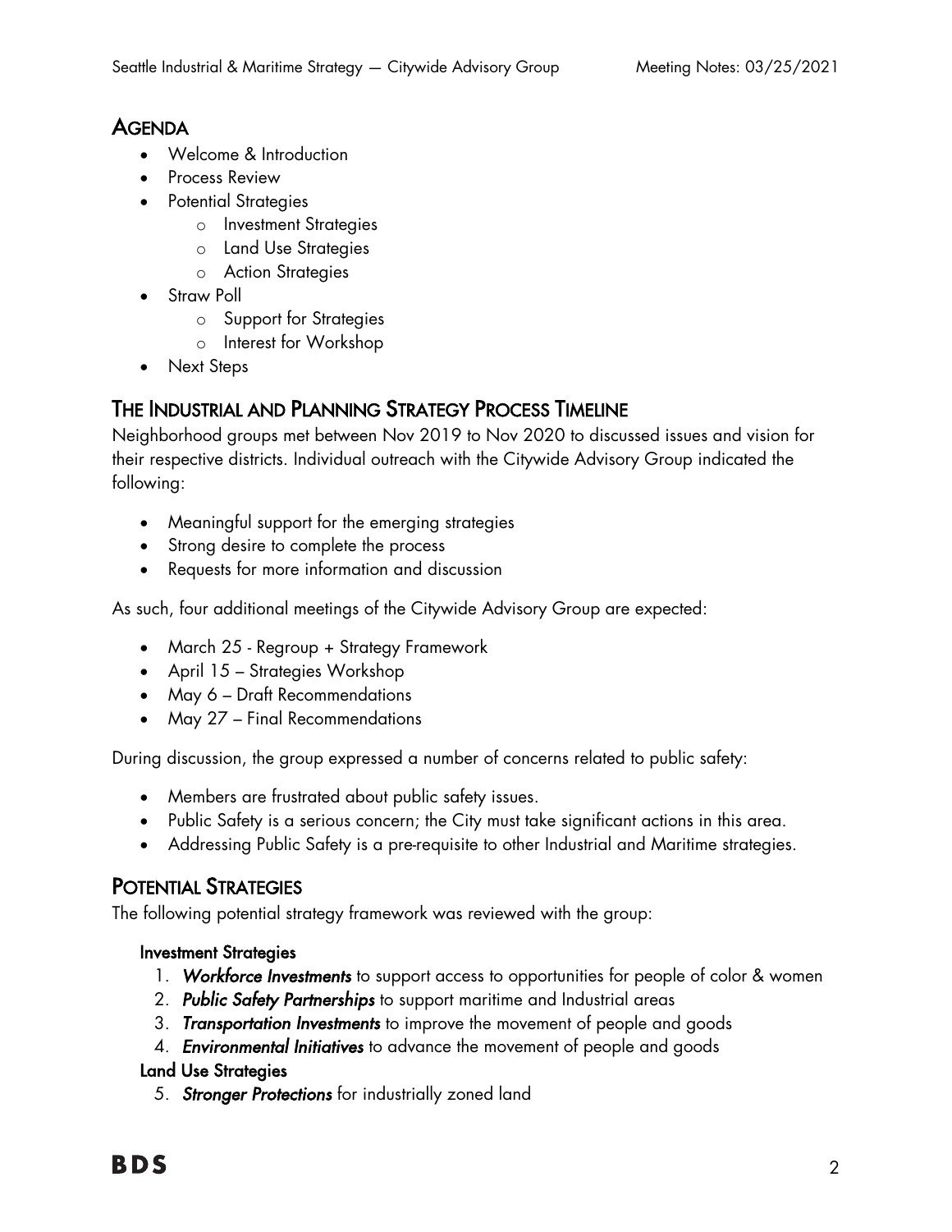## AGENDA

- Welcome & Introduction
- Process Review
- Potential Strategies
    - Investment Strategies
    - Land Use Strategies
    - Action Strategies
- Straw Poll
    - Support for Strategies
    - Interest for Workshop
- Next Steps

## THE INDUSTRIAL AND PLANNING STRATEGY PROCESS TIMELINE

Neighborhood groups met between Nov 2019 to Nov 2020 to discussed issues and vision for their respective districts. Individual outreach with the Citywide Advisory Group indicated the following:

- Meaningful support for the emerging strategies
- Strong desire to complete the process
- Requests for more information and discussion

As such, four additional meetings of the Citywide Advisory Group are expected:

- March 25 - Regroup + Strategy Framework
- April 15 – Strategies Workshop
- May 6 – Draft Recommendations
- May 27 – Final Recommendations

During discussion, the group expressed a number of concerns related to public safety:

- Members are frustrated about public safety issues.
- Public Safety is a serious concern; the City must take significant actions in this area.
- Addressing Public Safety is a pre-requisite to other Industrial and Maritime strategies.

## POTENTIAL STRATEGIES

The following potential strategy framework was reviewed with the group:

### Investment Strategies

1. ***Workforce Investments*** to support access to opportunities for people of color & women
2. ***Public Safety Partnerships*** to support maritime and Industrial areas
3. ***Transportation Investments*** to improve the movement of people and goods
4. ***Environmental Initiatives*** to advance the movement of people and goods

### Land Use Strategies

5. ***Stronger Protections*** for industrially zoned land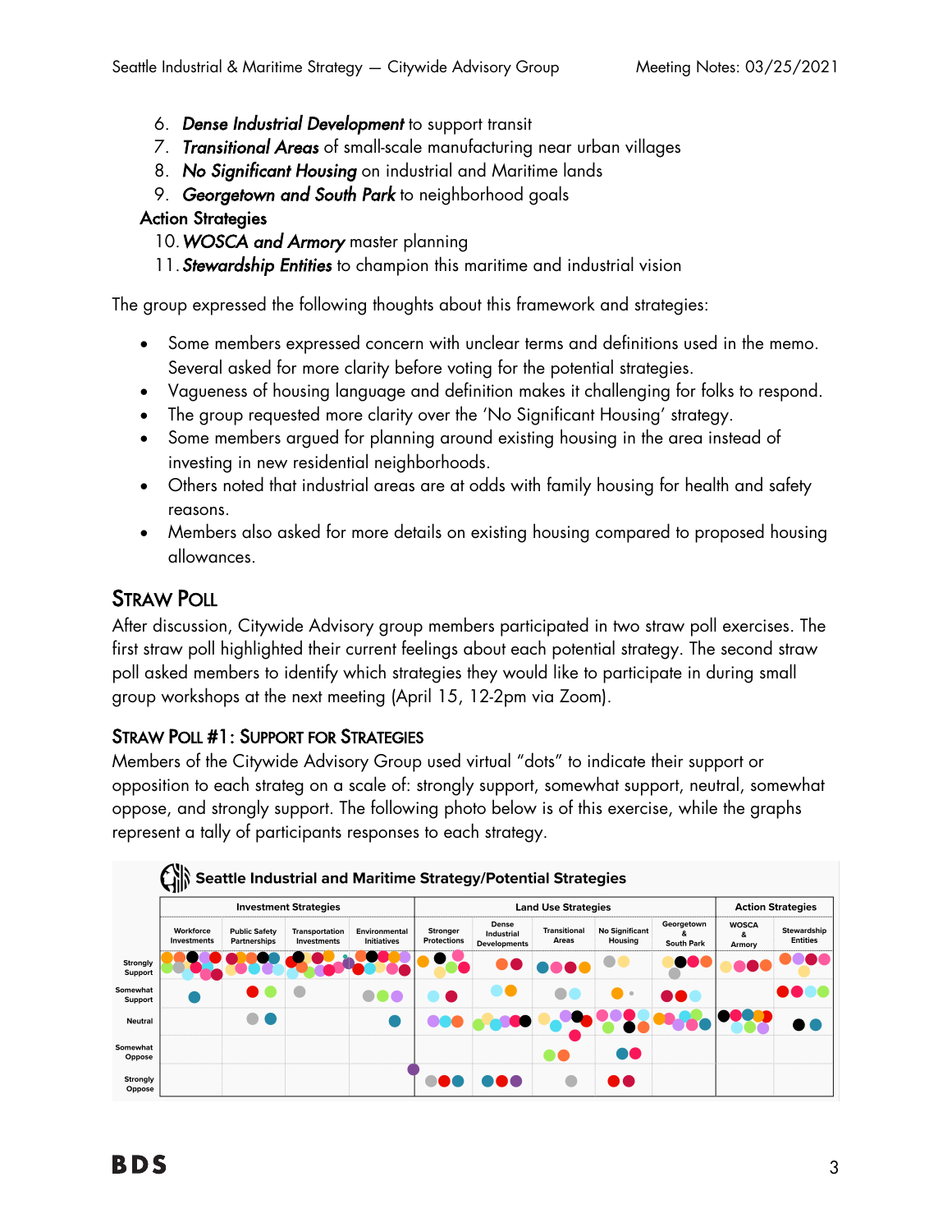6. ***Dense Industrial Development*** to support transit
7. ***Transitional Areas*** of small-scale manufacturing near urban villages
8. ***No Significant Housing*** on industrial and Maritime lands
9. ***Georgetown and South Park*** to neighborhood goals

**Action Strategies**

10. ***WOSCA and Armory*** master planning
11. ***Stewardship Entities*** to champion this maritime and industrial vision

The group expressed the following thoughts about this framework and strategies:

- Some members expressed concern with unclear terms and definitions used in the memo. Several asked for more clarity before voting for the potential strategies.
- Vagueness of housing language and definition makes it challenging for folks to respond.
- The group requested more clarity over the 'No Significant Housing' strategy.
- Some members argued for planning around existing housing in the area instead of investing in new residential neighborhoods.
- Others noted that industrial areas are at odds with family housing for health and safety reasons.
- Members also asked for more details on existing housing compared to proposed housing allowances.

## Straw Poll

After discussion, Citywide Advisory group members participated in two straw poll exercises. The first straw poll highlighted their current feelings about each potential strategy. The second straw poll asked members to identify which strategies they would like to participate in during small group workshops at the next meeting (April 15, 12-2pm via Zoom).

### Straw Poll #1: Support for Strategies

Members of the Citywide Advisory Group used virtual "dots" to indicate their support or opposition to each strateg on a scale of: strongly support, somewhat support, neutral, somewhat oppose, and strongly support. The following photo below is of this exercise, while the graphs represent a tally of participants responses to each strategy.

**Seattle Industrial and Maritime Strategy/Potential Strategies**

| | Investment Strategies | | | | Land Use Strategies | | | | | Action Strategies | |
|---|---|---|---|---|---|---|---|---|---|---|---|
| | Workforce Investments | Public Safety Partnerships | Transportation Investments | Environmental Initiatives | Stronger Protections | Dense Industrial Developments | Transitional Areas | No Significant Housing | Georgetown & South Park | WOSCA & Armory | Stewardship Entities |
| Strongly Support | | | | | | | | | | | |
| Somewhat Support | | | | | | | | | | | |
| Neutral | | | | | | | | | | | |
| Somewhat Oppose | | | | | | | | | | | |
| Strongly Oppose | | | | | | | | | | | |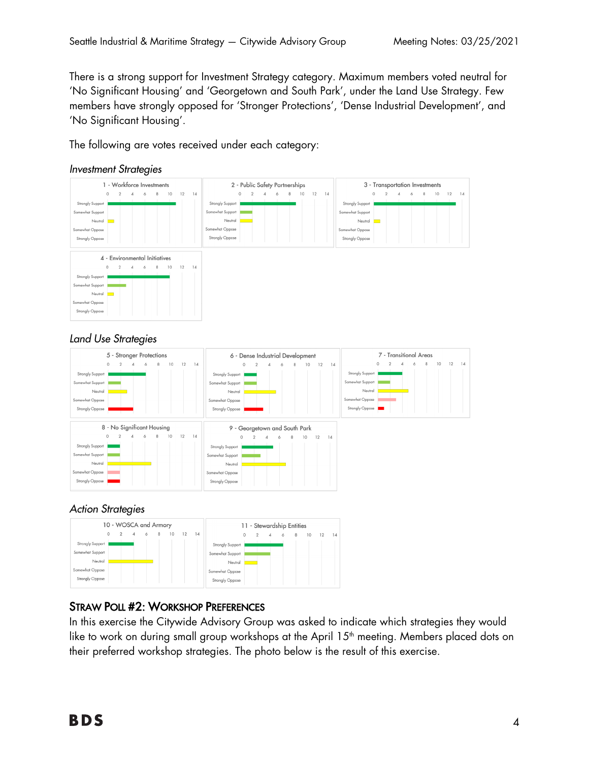There is a strong support for Investment Strategy category. Maximum members voted neutral for 'No Significant Housing' and 'Georgetown and South Park', under the Land Use Strategy. Few members have strongly opposed for 'Stronger Protections', 'Dense Industrial Development', and 'No Significant Housing'.

The following are votes received under each category:

*Investment Strategies*

1 - Workforce Investments

2 - Public Safety Partnerships

3 - Transportation Investments

4 - Environmental Initiatives

*Land Use Strategies*

5 - Stronger Protections

6 - Dense Industrial Development

7 - Transitional Areas

8 - No Significant Housing

9 - Georgetown and South Park

*Action Strategies*

10 - WOSCA and Armory

11 - Stewardship Entities

## STRAW POLL #2: WORKSHOP PREFERENCES

In this exercise the Citywide Advisory Group was asked to indicate which strategies they would like to work on during small group workshops at the April 15th meeting. Members placed dots on their preferred workshop strategies. The photo below is the result of this exercise.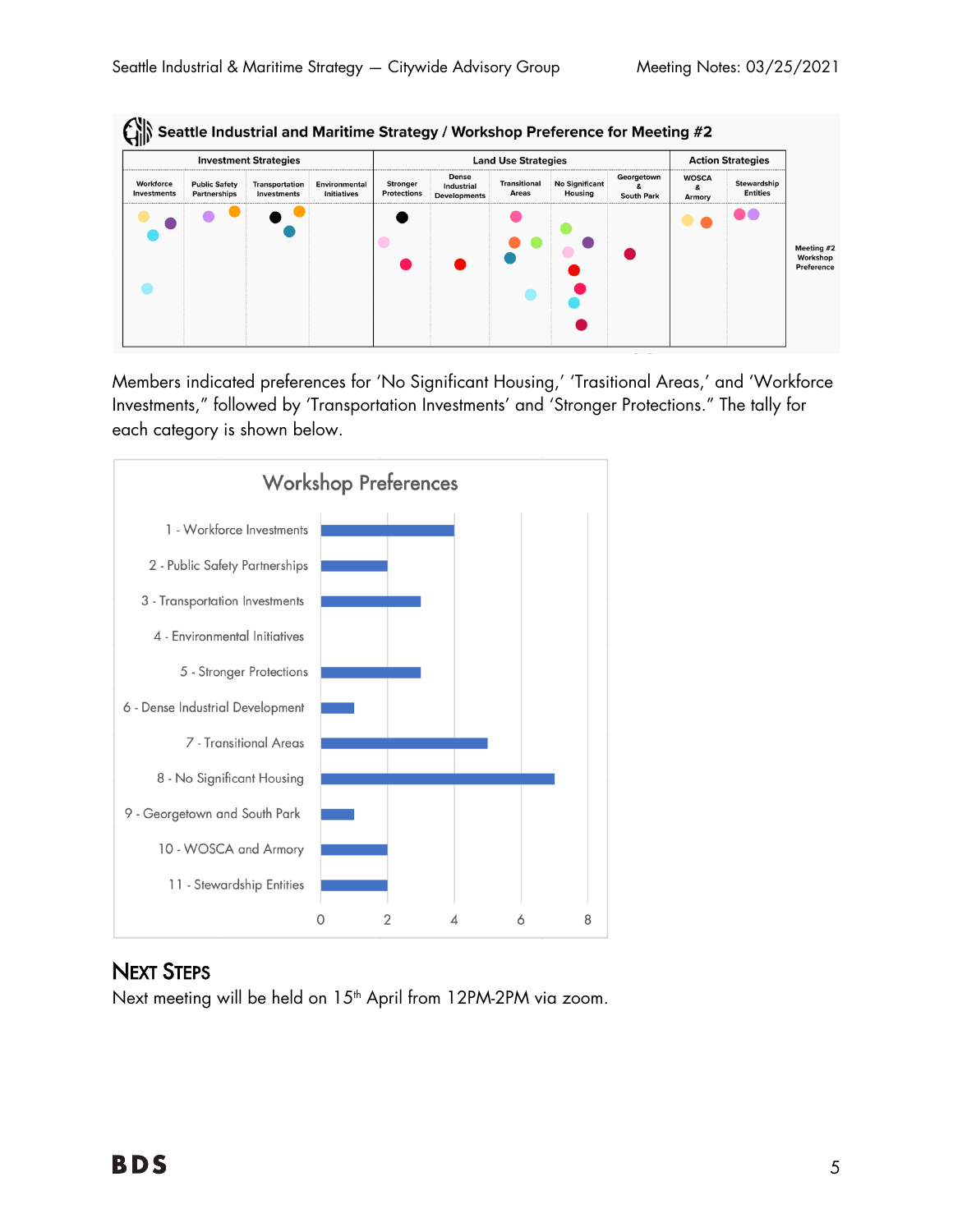Seattle Industrial and Maritime Strategy / Workshop Preference for Meeting #2

Investment Strategies
Land Use Strategies
Action Strategies

Workforce Investments
Public Safety Partnerships
Transportation Investments
Environmental Initiatives
Stronger Protections
Dense Industrial Developments
Transitional Areas
No Significant Housing
Georgetown & South Park
WOSCA & Armory
Stewardship Entities

Meeting #2 Workshop Preference

Members indicated preferences for 'No Significant Housing,' 'Trasitional Areas,' and 'Workforce Investments," followed by 'Transportation Investments' and 'Stronger Protections." The tally for each category is shown below.

Workshop Preferences

1 - Workforce Investments
2 - Public Safety Partnerships
3 - Transportation Investments
4 - Environmental Initiatives
5 - Stronger Protections
6 - Dense Industrial Development
7 - Transitional Areas
8 - No Significant Housing
9 - Georgetown and South Park
10 - WOSCA and Armory
11 - Stewardship Entities

0
2
4
6
8

## Next Steps

Next meeting will be held on 15th April from 12PM-2PM via zoom.